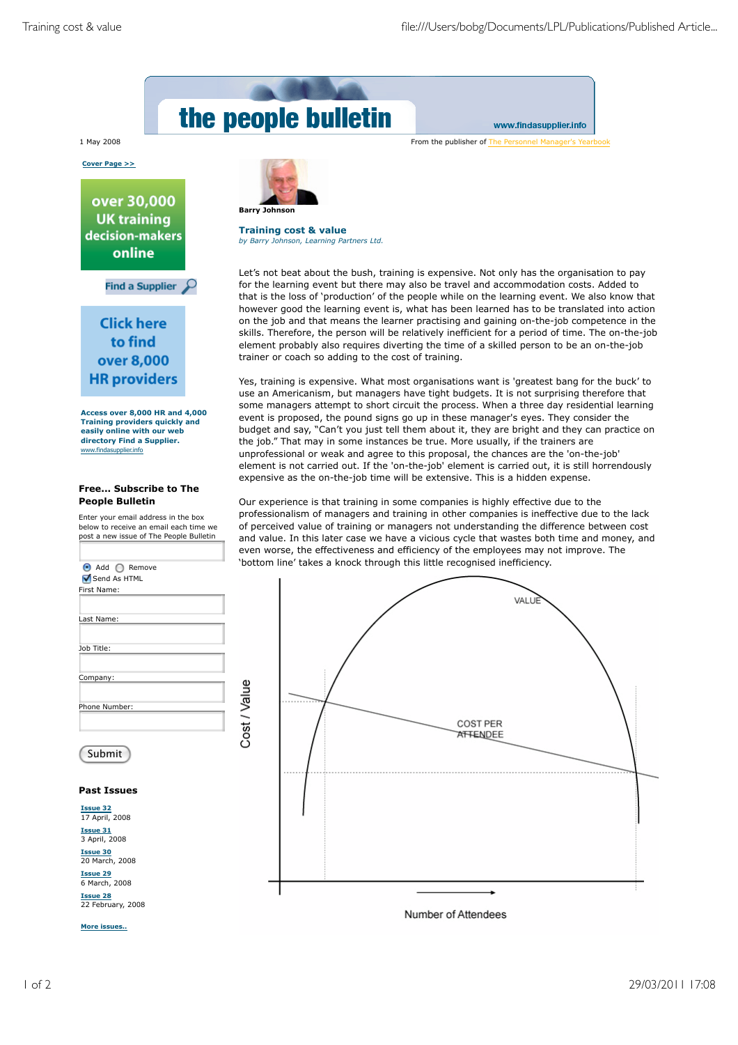# the people bulletin

www.findasupplier.info

1 May 2008

From the publisher of The Personnel Manager's Yearbook

Cover Page >>

**over 30,000 UK training decision-makers online**

Find a Supplier

**Click here to find over 8,000 HR providers**

**Access over 8,000 HR and 4,000 Training providers quickly and easily online with our web directory Find a Supplier.**
www.findasupplier.info

### Free... Subscribe to The People Bulletin

Enter your email address in the box below to receive an email each time we post a new issue of The People Bulletin

Add Remove
Send As HTML
First Name:
Last Name:
Job Title:
Company:
Phone Number:

Submit

### Past Issues

Issue 32
17 April, 2008

Issue 31
3 April, 2008

Issue 30
20 March, 2008

Issue 29
6 March, 2008

Issue 28
22 February, 2008

More issues..

**Barry Johnson**

## Training cost & value

*by Barry Johnson, Learning Partners Ltd.*

Let's not beat about the bush, training is expensive. Not only has the organisation to pay for the learning event but there may also be travel and accommodation costs. Added to that is the loss of 'production' of the people while on the learning event. We also know that however good the learning event is, what has been learned has to be translated into action on the job and that means the learner practising and gaining on-the-job competence in the skills. Therefore, the person will be relatively inefficient for a period of time. The on-the-job element probably also requires diverting the time of a skilled person to be an on-the-job trainer or coach so adding to the cost of training.

Yes, training is expensive. What most organisations want is 'greatest bang for the buck' to use an Americanism, but managers have tight budgets. It is not surprising therefore that some managers attempt to short circuit the process. When a three day residential learning event is proposed, the pound signs go up in these manager's eyes. They consider the budget and say, "Can't you just tell them about it, they are bright and they can practice on the job." That may in some instances be true. More usually, if the trainers are unprofessional or weak and agree to this proposal, the chances are the 'on-the-job' element is not carried out. If the 'on-the-job' element is carried out, it is still horrendously expensive as the on-the-job time will be extensive. This is a hidden expense.

Our experience is that training in some companies is highly effective due to the professionalism of managers and training in other companies is ineffective due to the lack of perceived value of training or managers not understanding the difference between cost and value. In this later case we have a vicious cycle that wastes both time and money, and even worse, the effectiveness and efficiency of the employees may not improve. The 'bottom line' takes a knock through this little recognised inefficiency.

Cost / Value — VALUE — COST PER ATTENDEE — Number of Attendees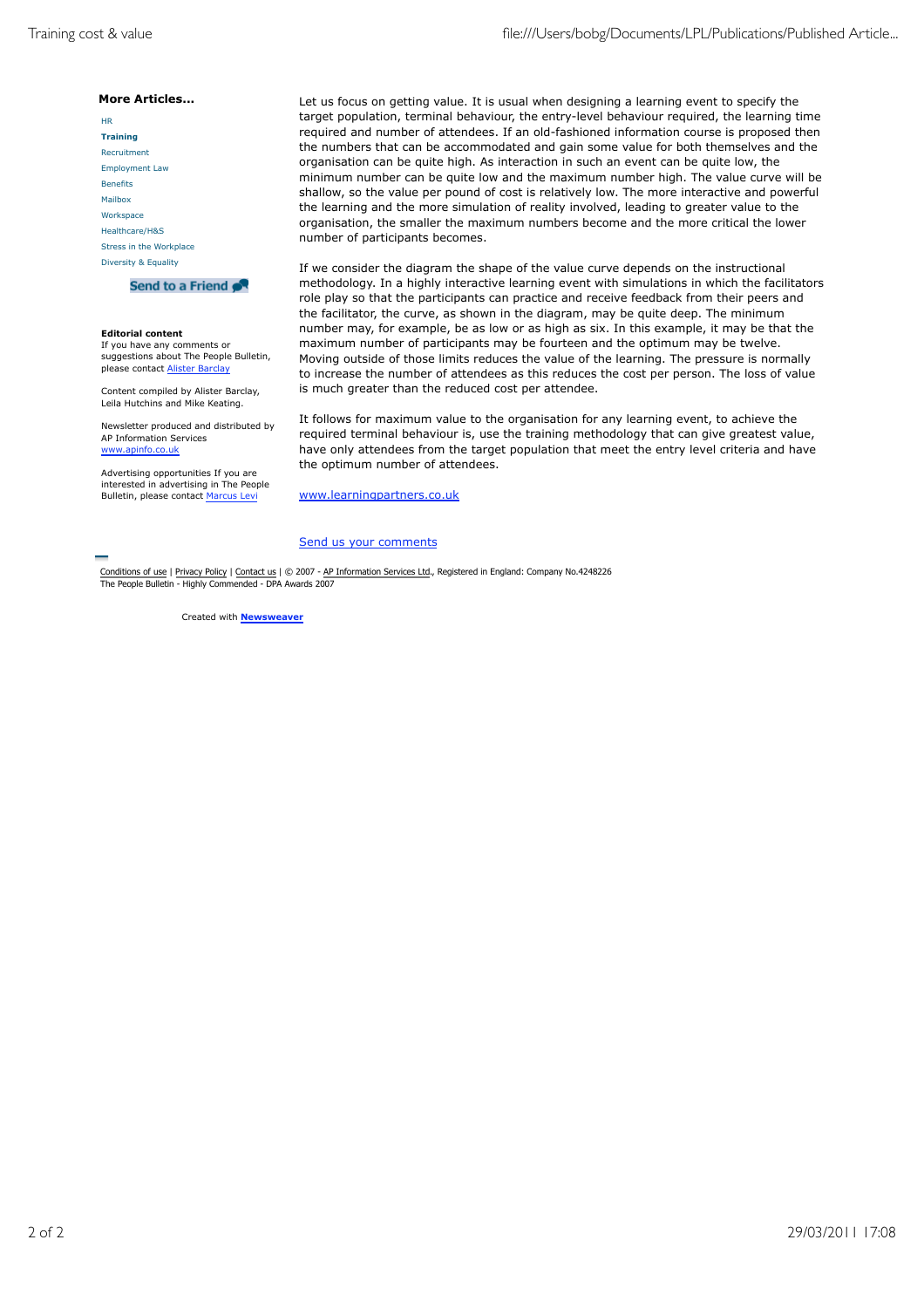**More Articles...**

- HR
- **Training**
- Recruitment
- Employment Law
- Benefits
- Mailbox
- Workspace
- Healthcare/H&S
- Stress in the Workplace
- Diversity & Equality

Send to a Friend

**Editorial content**
If you have any comments or suggestions about The People Bulletin, please contact Alister Barclay

Content compiled by Alister Barclay, Leila Hutchins and Mike Keating.

Newsletter produced and distributed by AP Information Services
www.apinfo.co.uk

Advertising opportunities If you are interested in advertising in The People Bulletin, please contact Marcus Levi

Let us focus on getting value. It is usual when designing a learning event to specify the target population, terminal behaviour, the entry-level behaviour required, the learning time required and number of attendees. If an old-fashioned information course is proposed then the numbers that can be accommodated and gain some value for both themselves and the organisation can be quite high. As interaction in such an event can be quite low, the minimum number can be quite low and the maximum number high. The value curve will be shallow, so the value per pound of cost is relatively low. The more interactive and powerful the learning and the more simulation of reality involved, leading to greater value to the organisation, the smaller the maximum numbers become and the more critical the lower number of participants becomes.

If we consider the diagram the shape of the value curve depends on the instructional methodology. In a highly interactive learning event with simulations in which the facilitators role play so that the participants can practice and receive feedback from their peers and the facilitator, the curve, as shown in the diagram, may be quite deep. The minimum number may, for example, be as low or as high as six. In this example, it may be that the maximum number of participants may be fourteen and the optimum may be twelve. Moving outside of those limits reduces the value of the learning. The pressure is normally to increase the number of attendees as this reduces the cost per person. The loss of value is much greater than the reduced cost per attendee.

It follows for maximum value to the organisation for any learning event, to achieve the required terminal behaviour is, use the training methodology that can give greatest value, have only attendees from the target population that meet the entry level criteria and have the optimum number of attendees.

www.learningpartners.co.uk

Send us your comments

Conditions of use | Privacy Policy | Contact us | © 2007 - AP Information Services Ltd., Registered in England: Company No.4248226
The People Bulletin - Highly Commended - DPA Awards 2007

Created with **Newsweaver**